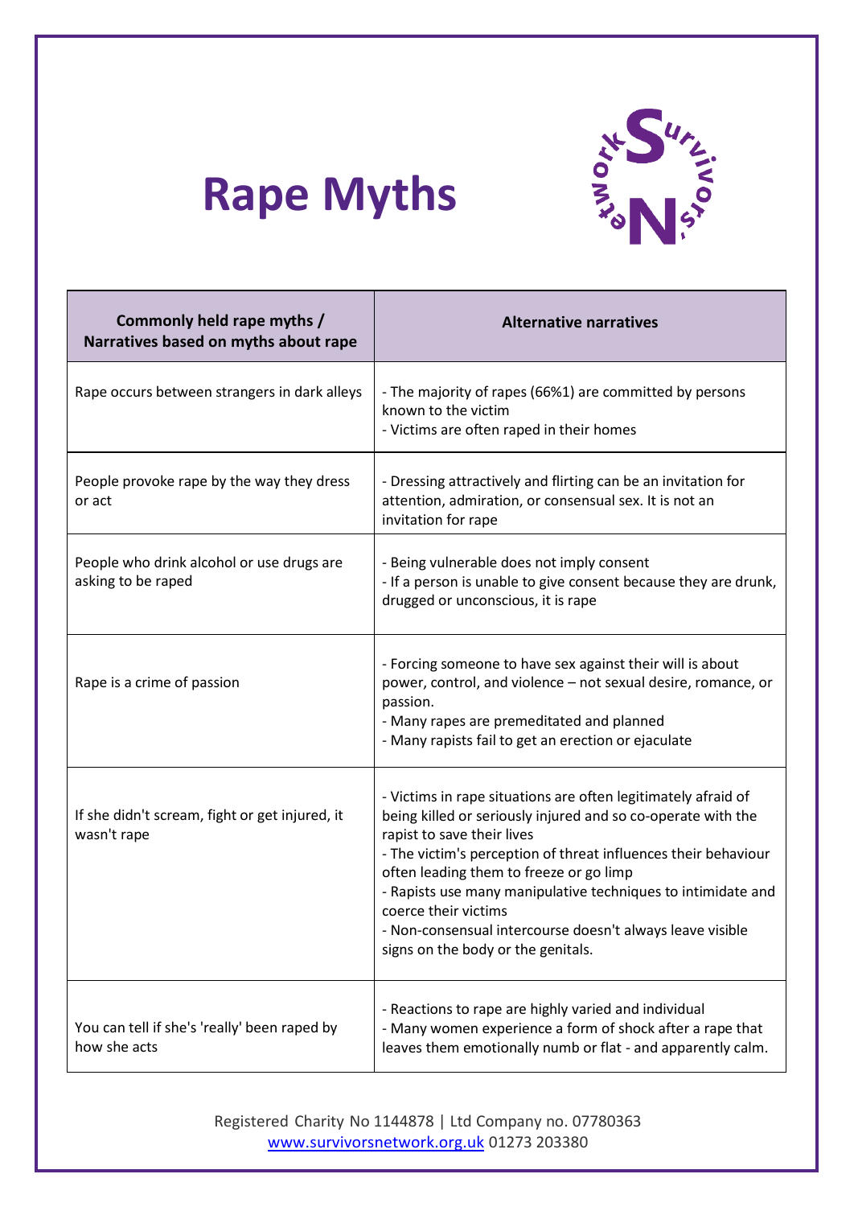# Rape Myths

| Commonly held rape myths / Narratives based on myths about rape | Alternative narratives |
| --- | --- |
| Rape occurs between strangers in dark alleys | - The majority of rapes (66%1) are committed by persons known to the victim<br>- Victims are often raped in their homes |
| People provoke rape by the way they dress or act | - Dressing attractively and flirting can be an invitation for attention, admiration, or consensual sex. It is not an invitation for rape |
| People who drink alcohol or use drugs are asking to be raped | - Being vulnerable does not imply consent<br>- If a person is unable to give consent because they are drunk, drugged or unconscious, it is rape |
| Rape is a crime of passion | - Forcing someone to have sex against their will is about power, control, and violence – not sexual desire, romance, or passion.<br>- Many rapes are premeditated and planned<br>- Many rapists fail to get an erection or ejaculate |
| If she didn't scream, fight or get injured, it wasn't rape | - Victims in rape situations are often legitimately afraid of being killed or seriously injured and so co-operate with the rapist to save their lives<br>- The victim's perception of threat influences their behaviour often leading them to freeze or go limp<br>- Rapists use many manipulative techniques to intimidate and coerce their victims<br>- Non-consensual intercourse doesn't always leave visible signs on the body or the genitals. |
| You can tell if she's 'really' been raped by how she acts | - Reactions to rape are highly varied and individual<br>- Many women experience a form of shock after a rape that leaves them emotionally numb or flat - and apparently calm. |

Registered Charity No 1144878 | Ltd Company no. 07780363
www.survivorsnetwork.org.uk 01273 203380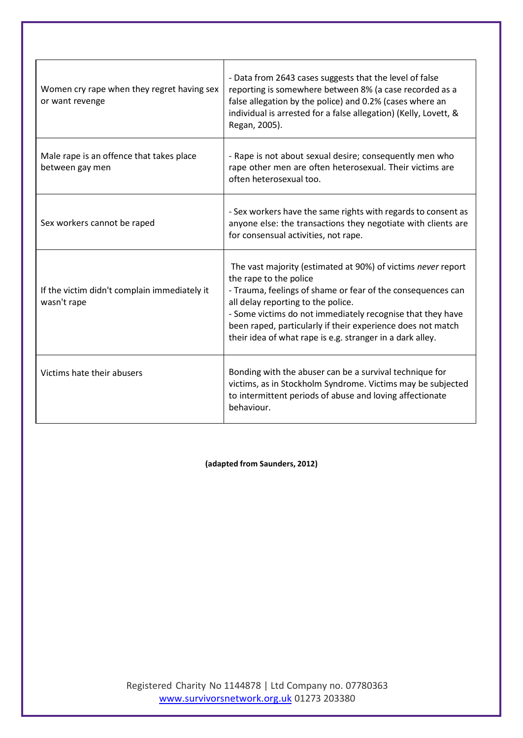| | |
|---|---|
| Women cry rape when they regret having sex or want revenge | - Data from 2643 cases suggests that the level of false reporting is somewhere between 8% (a case recorded as a false allegation by the police) and 0.2% (cases where an individual is arrested for a false allegation) (Kelly, Lovett, & Regan, 2005). |
| Male rape is an offence that takes place between gay men | - Rape is not about sexual desire; consequently men who rape other men are often heterosexual. Their victims are often heterosexual too. |
| Sex workers cannot be raped | - Sex workers have the same rights with regards to consent as anyone else: the transactions they negotiate with clients are for consensual activities, not rape. |
| If the victim didn't complain immediately it wasn't rape | The vast majority (estimated at 90%) of victims *never* report the rape to the police<br>- Trauma, feelings of shame or fear of the consequences can all delay reporting to the police.<br>- Some victims do not immediately recognise that they have been raped, particularly if their experience does not match their idea of what rape is e.g. stranger in a dark alley. |
| Victims hate their abusers | Bonding with the abuser can be a survival technique for victims, as in Stockholm Syndrome. Victims may be subjected to intermittent periods of abuse and loving affectionate behaviour. |

**(adapted from Saunders, 2012)**

Registered Charity No 1144878 | Ltd Company no. 07780363
www.survivorsnetwork.org.uk 01273 203380